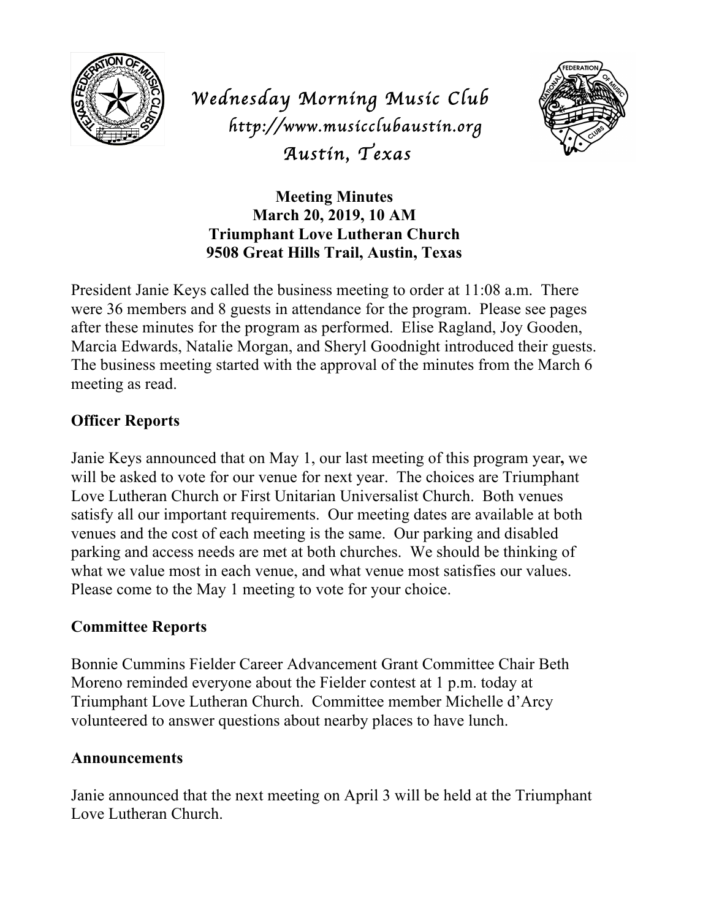# Wednesday Morning Music Club

http://www.musicclubaustin.org

Austin, Texas

**Meeting Minutes**
**March 20, 2019, 10 AM**
**Triumphant Love Lutheran Church**
**9508 Great Hills Trail, Austin, Texas**

President Janie Keys called the business meeting to order at 11:08 a.m. There were 36 members and 8 guests in attendance for the program. Please see pages after these minutes for the program as performed. Elise Ragland, Joy Gooden, Marcia Edwards, Natalie Morgan, and Sheryl Goodnight introduced their guests. The business meeting started with the approval of the minutes from the March 6 meeting as read.

## Officer Reports

Janie Keys announced that on May 1, our last meeting of this program year**,** we will be asked to vote for our venue for next year. The choices are Triumphant Love Lutheran Church or First Unitarian Universalist Church. Both venues satisfy all our important requirements. Our meeting dates are available at both venues and the cost of each meeting is the same. Our parking and disabled parking and access needs are met at both churches. We should be thinking of what we value most in each venue, and what venue most satisfies our values. Please come to the May 1 meeting to vote for your choice.

## Committee Reports

Bonnie Cummins Fielder Career Advancement Grant Committee Chair Beth Moreno reminded everyone about the Fielder contest at 1 p.m. today at Triumphant Love Lutheran Church. Committee member Michelle d'Arcy volunteered to answer questions about nearby places to have lunch.

## Announcements

Janie announced that the next meeting on April 3 will be held at the Triumphant Love Lutheran Church.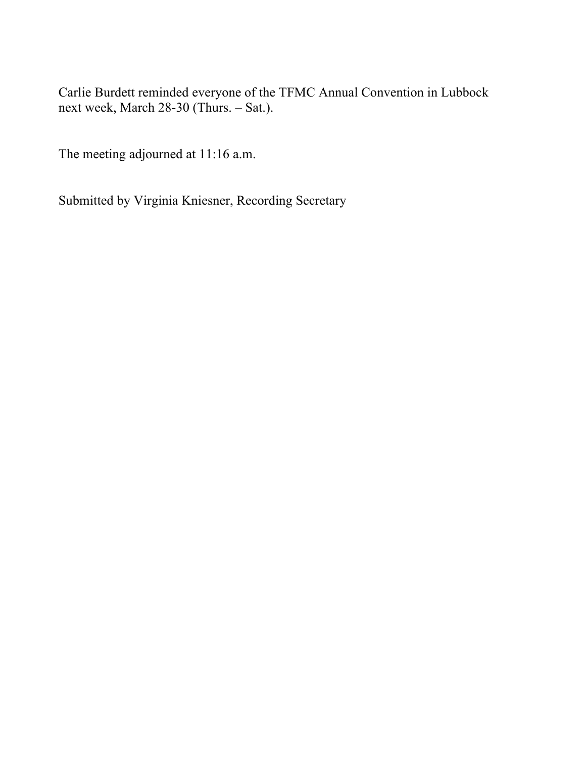Carlie Burdett reminded everyone of the TFMC Annual Convention in Lubbock next week, March 28-30 (Thurs. – Sat.).

The meeting adjourned at 11:16 a.m.

Submitted by Virginia Kniesner, Recording Secretary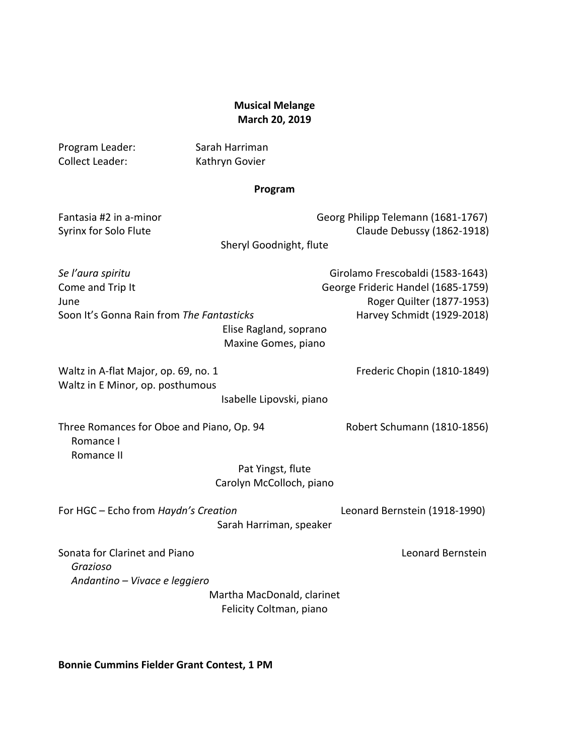**Musical Melange**
**March 20, 2019**

Program Leader: Sarah Harriman
Collect Leader: Kathryn Govier

**Program**

Fantasia #2 in a-minor — Georg Philipp Telemann (1681-1767)
Syrinx for Solo Flute — Claude Debussy (1862-1918)

Sheryl Goodnight, flute

*Se l'aura spiritu* — Girolamo Frescobaldi (1583-1643)
Come and Trip It — George Frideric Handel (1685-1759)
June — Roger Quilter (1877-1953)
Soon It's Gonna Rain from *The Fantasticks* — Harvey Schmidt (1929-2018)

Elise Ragland, soprano
Maxine Gomes, piano

Waltz in A-flat Major, op. 69, no. 1 — Frederic Chopin (1810-1849)
Waltz in E Minor, op. posthumous

Isabelle Lipovski, piano

Three Romances for Oboe and Piano, Op. 94 — Robert Schumann (1810-1856)
Romance I
Romance II

Pat Yingst, flute
Carolyn McColloch, piano

For HGC – Echo from *Haydn's Creation* — Leonard Bernstein (1918-1990)

Sarah Harriman, speaker

Sonata for Clarinet and Piano — Leonard Bernstein
*Grazioso*
*Andantino – Vivace e leggiero*

Martha MacDonald, clarinet
Felicity Coltman, piano

**Bonnie Cummins Fielder Grant Contest, 1 PM**